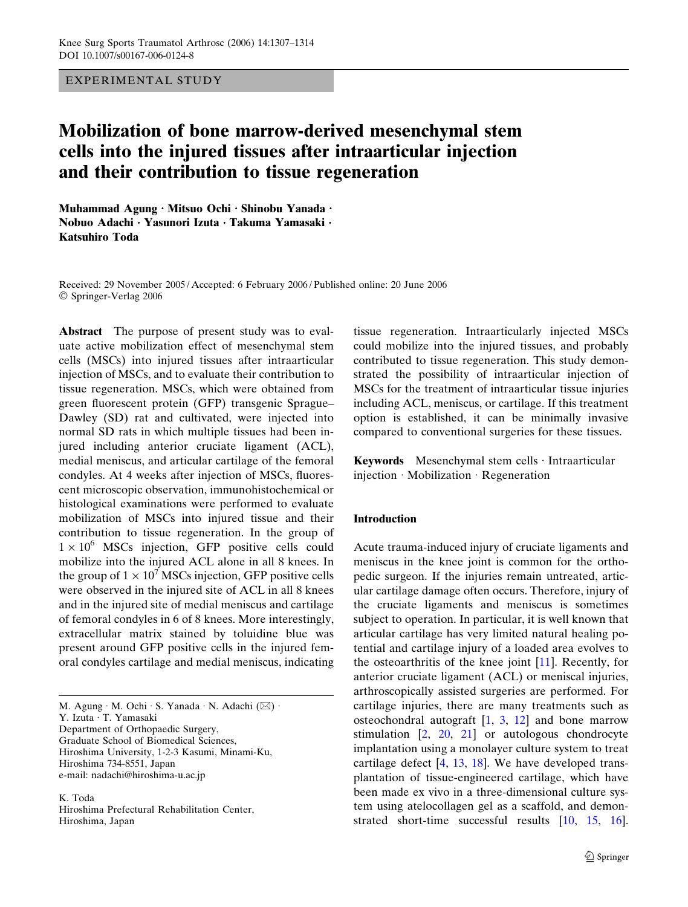EXPERIMENTAL STUDY

# Mobilization of bone marrow-derived mesenchymal stem cells into the injured tissues after intraarticular injection and their contribution to tissue regeneration

**Muhammad Agung · Mitsuo Ochi · Shinobu Yanada · Nobuo Adachi · Yasunori Izuta · Takuma Yamasaki · Katsuhiro Toda**

Received: 29 November 2005 / Accepted: 6 February 2006 / Published online: 20 June 2006
© Springer-Verlag 2006

**Abstract** The purpose of present study was to evaluate active mobilization effect of mesenchymal stem cells (MSCs) into injured tissues after intraarticular injection of MSCs, and to evaluate their contribution to tissue regeneration. MSCs, which were obtained from green fluorescent protein (GFP) transgenic Sprague–Dawley (SD) rat and cultivated, were injected into normal SD rats in which multiple tissues had been injured including anterior cruciate ligament (ACL), medial meniscus, and articular cartilage of the femoral condyles. At 4 weeks after injection of MSCs, fluorescent microscopic observation, immunohistochemical or histological examinations were performed to evaluate mobilization of MSCs into injured tissue and their contribution to tissue regeneration. In the group of $1 \times 10^6$ MSCs injection, GFP positive cells could mobilize into the injured ACL alone in all 8 knees. In the group of $1 \times 10^7$ MSCs injection, GFP positive cells were observed in the injured site of ACL in all 8 knees and in the injured site of medial meniscus and cartilage of femoral condyles in 6 of 8 knees. More interestingly, extracellular matrix stained by toluidine blue was present around GFP positive cells in the injured femoral condyles cartilage and medial meniscus, indicating tissue regeneration. Intraarticularly injected MSCs could mobilize into the injured tissues, and probably contributed to tissue regeneration. This study demonstrated the possibility of intraarticular injection of MSCs for the treatment of intraarticular tissue injuries including ACL, meniscus, or cartilage. If this treatment option is established, it can be minimally invasive compared to conventional surgeries for these tissues.

**Keywords** Mesenchymal stem cells · Intraarticular injection · Mobilization · Regeneration

M. Agung · M. Ochi · S. Yanada · N. Adachi (✉) · Y. Izuta · T. Yamasaki
Department of Orthopaedic Surgery, Graduate School of Biomedical Sciences, Hiroshima University, 1-2-3 Kasumi, Minami-Ku, Hiroshima 734-8551, Japan
e-mail: nadachi@hiroshima-u.ac.jp

K. Toda
Hiroshima Prefectural Rehabilitation Center, Hiroshima, Japan

## Introduction

Acute trauma-induced injury of cruciate ligaments and meniscus in the knee joint is common for the orthopedic surgeon. If the injuries remain untreated, articular cartilage damage often occurs. Therefore, injury of the cruciate ligaments and meniscus is sometimes subject to operation. In particular, it is well known that articular cartilage has very limited natural healing potential and cartilage injury of a loaded area evolves to the osteoarthritis of the knee joint [11]. Recently, for anterior cruciate ligament (ACL) or meniscal injuries, arthroscopically assisted surgeries are performed. For cartilage injuries, there are many treatments such as osteochondral autograft [1, 3, 12] and bone marrow stimulation [2, 20, 21] or autologous chondrocyte implantation using a monolayer culture system to treat cartilage defect [4, 13, 18]. We have developed transplantation of tissue-engineered cartilage, which have been made ex vivo in a three-dimensional culture system using atelocollagen gel as a scaffold, and demonstrated short-time successful results [10, 15, 16].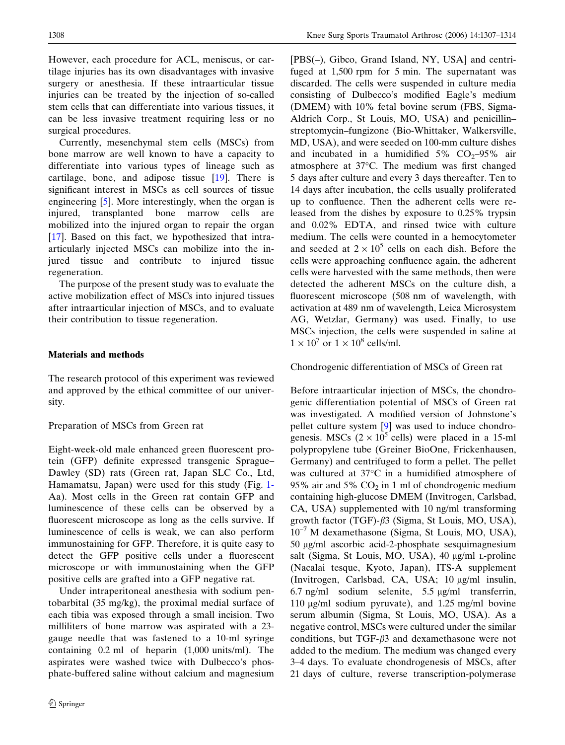However, each procedure for ACL, meniscus, or cartilage injuries has its own disadvantages with invasive surgery or anesthesia. If these intraarticular tissue injuries can be treated by the injection of so-called stem cells that can differentiate into various tissues, it can be less invasive treatment requiring less or no surgical procedures.

Currently, mesenchymal stem cells (MSCs) from bone marrow are well known to have a capacity to differentiate into various types of lineage such as cartilage, bone, and adipose tissue [19]. There is significant interest in MSCs as cell sources of tissue engineering [5]. More interestingly, when the organ is injured, transplanted bone marrow cells are mobilized into the injured organ to repair the organ [17]. Based on this fact, we hypothesized that intraarticularly injected MSCs can mobilize into the injured tissue and contribute to injured tissue regeneration.

The purpose of the present study was to evaluate the active mobilization effect of MSCs into injured tissues after intraarticular injection of MSCs, and to evaluate their contribution to tissue regeneration.

## Materials and methods

The research protocol of this experiment was reviewed and approved by the ethical committee of our university.

### Preparation of MSCs from Green rat

Eight-week-old male enhanced green fluorescent protein (GFP) definite expressed transgenic Sprague–Dawley (SD) rats (Green rat, Japan SLC Co., Ltd, Hamamatsu, Japan) were used for this study (Fig. 1-Aa). Most cells in the Green rat contain GFP and luminescence of these cells can be observed by a fluorescent microscope as long as the cells survive. If luminescence of cells is weak, we can also perform immunostaining for GFP. Therefore, it is quite easy to detect the GFP positive cells under a fluorescent microscope or with immunostaining when the GFP positive cells are grafted into a GFP negative rat.

Under intraperitoneal anesthesia with sodium pentobarbital (35 mg/kg), the proximal medial surface of each tibia was exposed through a small incision. Two milliliters of bone marrow was aspirated with a 23-gauge needle that was fastened to a 10-ml syringe containing 0.2 ml of heparin (1,000 units/ml). The aspirates were washed twice with Dulbecco's phosphate-buffered saline without calcium and magnesium [PBS(–), Gibco, Grand Island, NY, USA] and centrifuged at 1,500 rpm for 5 min. The supernatant was discarded. The cells were suspended in culture media consisting of Dulbecco's modified Eagle's medium (DMEM) with 10% fetal bovine serum (FBS, Sigma-Aldrich Corp., St Louis, MO, USA) and penicillin–streptomycin–fungizone (Bio-Whittaker, Walkersville, MD, USA), and were seeded on 100-mm culture dishes and incubated in a humidified 5% $CO_2$–95% air atmosphere at 37°C. The medium was first changed 5 days after culture and every 3 days thereafter. Ten to 14 days after incubation, the cells usually proliferated up to confluence. Then the adherent cells were released from the dishes by exposure to 0.25% trypsin and 0.02% EDTA, and rinsed twice with culture medium. The cells were counted in a hemocytometer and seeded at $2 \times 10^5$ cells on each dish. Before the cells were approaching confluence again, the adherent cells were harvested with the same methods, then were detected the adherent MSCs on the culture dish, a fluorescent microscope (508 nm of wavelength, with activation at 489 nm of wavelength, Leica Microsystem AG, Wetzlar, Germany) was used. Finally, to use MSCs injection, the cells were suspended in saline at $1 \times 10^7$ or $1 \times 10^8$ cells/ml.

### Chondrogenic differentiation of MSCs of Green rat

Before intraarticular injection of MSCs, the chondrogenic differentiation potential of MSCs of Green rat was investigated. A modified version of Johnstone's pellet culture system [9] was used to induce chondrogenesis. MSCs ($2 \times 10^5$ cells) were placed in a 15-ml polypropylene tube (Greiner BioOne, Frickenhausen, Germany) and centrifuged to form a pellet. The pellet was cultured at 37°C in a humidified atmosphere of 95% air and 5% $CO_2$ in 1 ml of chondrogenic medium containing high-glucose DMEM (Invitrogen, Carlsbad, CA, USA) supplemented with 10 ng/ml transforming growth factor (TGF)-$\beta$3 (Sigma, St Louis, MO, USA), $10^{-7}$ M dexamethasone (Sigma, St Louis, MO, USA), 50 μg/ml ascorbic acid-2-phosphate sesquimagnesium salt (Sigma, St Louis, MO, USA), 40 μg/ml L-proline (Nacalai tesque, Kyoto, Japan), ITS-A supplement (Invitrogen, Carlsbad, CA, USA; 10 μg/ml insulin, 6.7 ng/ml sodium selenite, 5.5 μg/ml transferrin, 110 μg/ml sodium pyruvate), and 1.25 mg/ml bovine serum albumin (Sigma, St Louis, MO, USA). As a negative control, MSCs were cultured under the similar conditions, but TGF-$\beta$3 and dexamethasone were not added to the medium. The medium was changed every 3–4 days. To evaluate chondrogenesis of MSCs, after 21 days of culture, reverse transcription-polymerase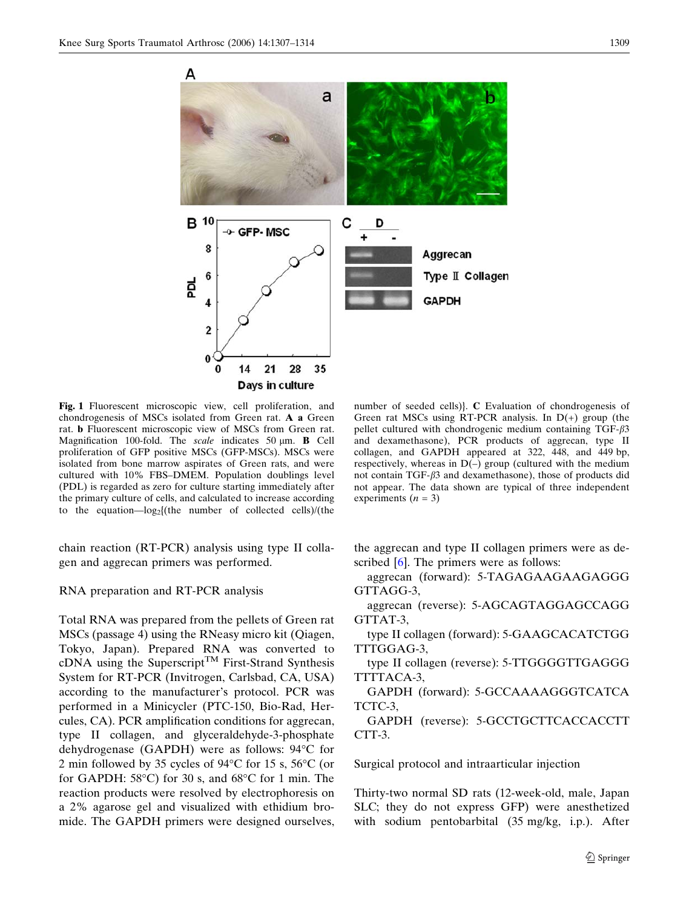Fig. 1 Fluorescent microscopic view, cell proliferation, and chondrogenesis of MSCs isolated from Green rat. **A a** Green rat. **b** Fluorescent microscopic view of MSCs from Green rat. Magnification 100-fold. The *scale* indicates 50 μm. **B** Cell proliferation of GFP positive MSCs (GFP-MSCs). MSCs were isolated from bone marrow aspirates of Green rats, and were cultured with 10% FBS–DMEM. Population doublings level (PDL) is regarded as zero for culture starting immediately after the primary culture of cells, and calculated to increase according to the equation—$\log_2$[(the number of collected cells)/(the number of seeded cells)]. **C** Evaluation of chondrogenesis of Green rat MSCs using RT-PCR analysis. In D(+) group (the pellet cultured with chondrogenic medium containing TGF-$\beta$3 and dexamethasone), PCR products of aggrecan, type II collagen, and GAPDH appeared at 322, 448, and 449 bp, respectively, whereas in D(–) group (cultured with the medium not contain TGF-$\beta$3 and dexamethasone), those of products did not appear. The data shown are typical of three independent experiments ($n = 3$)

chain reaction (RT-PCR) analysis using type II collagen and aggrecan primers was performed.

RNA preparation and RT-PCR analysis

Total RNA was prepared from the pellets of Green rat MSCs (passage 4) using the RNeasy micro kit (Qiagen, Tokyo, Japan). Prepared RNA was converted to cDNA using the Superscript™ First-Strand Synthesis System for RT-PCR (Invitrogen, Carlsbad, CA, USA) according to the manufacturer's protocol. PCR was performed in a Minicycler (PTC-150, Bio-Rad, Hercules, CA). PCR amplification conditions for aggrecan, type II collagen, and glyceraldehyde-3-phosphate dehydrogenase (GAPDH) were as follows: 94°C for 2 min followed by 35 cycles of 94°C for 15 s, 56°C (or for GAPDH: 58°C) for 30 s, and 68°C for 1 min. The reaction products were resolved by electrophoresis on a 2% agarose gel and visualized with ethidium bromide. The GAPDH primers were designed ourselves, the aggrecan and type II collagen primers were as described [6]. The primers were as follows:

aggrecan (forward): 5-TAGAGAAGAAGAGGGGTTAGG-3,

aggrecan (reverse): 5-AGCAGTAGGAGCCAGGGTTAT-3,

type II collagen (forward): 5-GAAGCACATCTGGTTTGGAG-3,

type II collagen (reverse): 5-TTGGGGTTGAGGGTTTTACA-3,

GAPDH (forward): 5-GCCAAAAGGGTCATCATCTC-3,

GAPDH (reverse): 5-GCCTGCTTCACCACCTTCTT-3.

Surgical protocol and intraarticular injection

Thirty-two normal SD rats (12-week-old, male, Japan SLC; they do not express GFP) were anesthetized with sodium pentobarbital (35 mg/kg, i.p.). After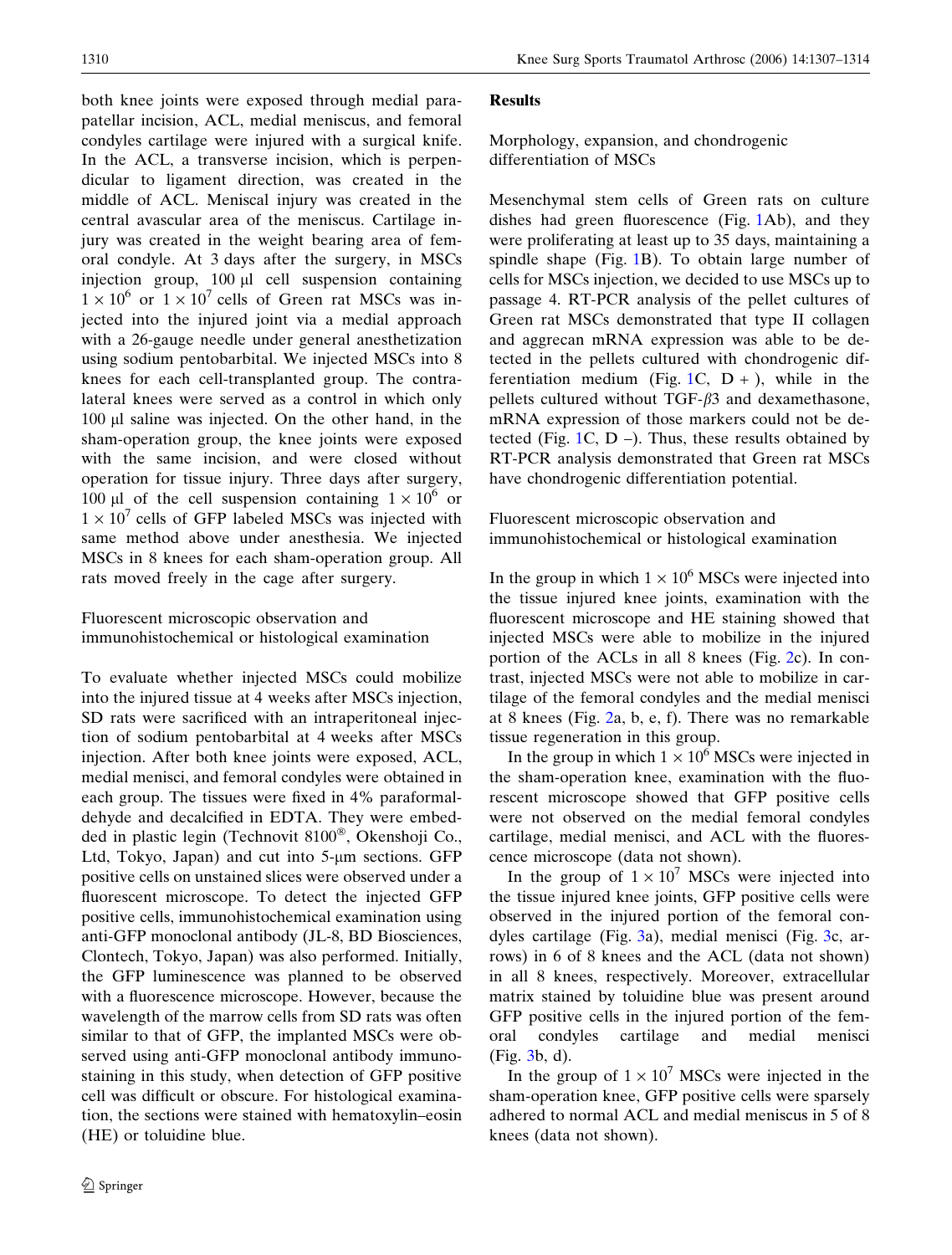both knee joints were exposed through medial parapatellar incision, ACL, medial meniscus, and femoral condyles cartilage were injured with a surgical knife. In the ACL, a transverse incision, which is perpendicular to ligament direction, was created in the middle of ACL. Meniscal injury was created in the central avascular area of the meniscus. Cartilage injury was created in the weight bearing area of femoral condyle. At 3 days after the surgery, in MSCs injection group, 100 μl cell suspension containing $1 \times 10^6$ or $1 \times 10^7$ cells of Green rat MSCs was injected into the injured joint via a medial approach with a 26-gauge needle under general anesthetization using sodium pentobarbital. We injected MSCs into 8 knees for each cell-transplanted group. The contralateral knees were served as a control in which only 100 μl saline was injected. On the other hand, in the sham-operation group, the knee joints were exposed with the same incision, and were closed without operation for tissue injury. Three days after surgery, 100 μl of the cell suspension containing $1 \times 10^6$ or $1 \times 10^7$ cells of GFP labeled MSCs was injected with same method above under anesthesia. We injected MSCs in 8 knees for each sham-operation group. All rats moved freely in the cage after surgery.

### Fluorescent microscopic observation and immunohistochemical or histological examination

To evaluate whether injected MSCs could mobilize into the injured tissue at 4 weeks after MSCs injection, SD rats were sacrificed with an intraperitoneal injection of sodium pentobarbital at 4 weeks after MSCs injection. After both knee joints were exposed, ACL, medial menisci, and femoral condyles were obtained in each group. The tissues were fixed in 4% paraformaldehyde and decalcified in EDTA. They were embedded in plastic legin (Technovit 8100®, Okenshoji Co., Ltd, Tokyo, Japan) and cut into 5-μm sections. GFP positive cells on unstained slices were observed under a fluorescent microscope. To detect the injected GFP positive cells, immunohistochemical examination using anti-GFP monoclonal antibody (JL-8, BD Biosciences, Clontech, Tokyo, Japan) was also performed. Initially, the GFP luminescence was planned to be observed with a fluorescence microscope. However, because the wavelength of the marrow cells from SD rats was often similar to that of GFP, the implanted MSCs were observed using anti-GFP monoclonal antibody immunostaining in this study, when detection of GFP positive cell was difficult or obscure. For histological examination, the sections were stained with hematoxylin–eosin (HE) or toluidine blue.

## Results

### Morphology, expansion, and chondrogenic differentiation of MSCs

Mesenchymal stem cells of Green rats on culture dishes had green fluorescence (Fig. 1Ab), and they were proliferating at least up to 35 days, maintaining a spindle shape (Fig. 1B). To obtain large number of cells for MSCs injection, we decided to use MSCs up to passage 4. RT-PCR analysis of the pellet cultures of Green rat MSCs demonstrated that type II collagen and aggrecan mRNA expression was able to be detected in the pellets cultured with chondrogenic differentiation medium (Fig. 1C, D + ), while in the pellets cultured without TGF-$\beta$3 and dexamethasone, mRNA expression of those markers could not be detected (Fig. 1C, D –). Thus, these results obtained by RT-PCR analysis demonstrated that Green rat MSCs have chondrogenic differentiation potential.

### Fluorescent microscopic observation and immunohistochemical or histological examination

In the group in which $1 \times 10^6$ MSCs were injected into the tissue injured knee joints, examination with the fluorescent microscope and HE staining showed that injected MSCs were able to mobilize in the injured portion of the ACLs in all 8 knees (Fig. 2c). In contrast, injected MSCs were not able to mobilize in cartilage of the femoral condyles and the medial menisci at 8 knees (Fig. 2a, b, e, f). There was no remarkable tissue regeneration in this group.

In the group in which $1 \times 10^6$ MSCs were injected in the sham-operation knee, examination with the fluorescent microscope showed that GFP positive cells were not observed on the medial femoral condyles cartilage, medial menisci, and ACL with the fluorescence microscope (data not shown).

In the group of $1 \times 10^7$ MSCs were injected into the tissue injured knee joints, GFP positive cells were observed in the injured portion of the femoral condyles cartilage (Fig. 3a), medial menisci (Fig. 3c, arrows) in 6 of 8 knees and the ACL (data not shown) in all 8 knees, respectively. Moreover, extracellular matrix stained by toluidine blue was present around GFP positive cells in the injured portion of the femoral condyles cartilage and medial menisci (Fig. 3b, d).

In the group of $1 \times 10^7$ MSCs were injected in the sham-operation knee, GFP positive cells were sparsely adhered to normal ACL and medial meniscus in 5 of 8 knees (data not shown).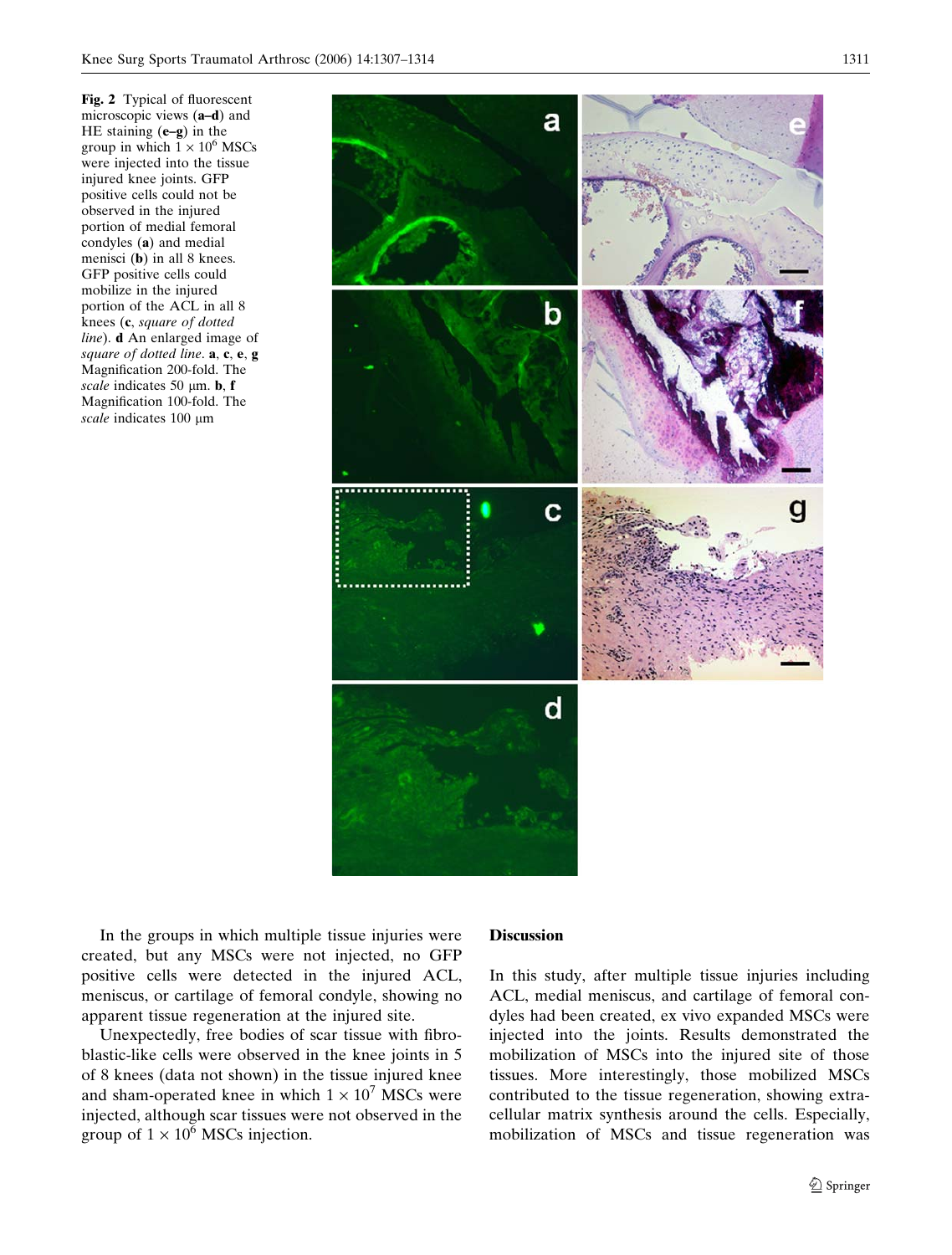**Fig. 2** Typical of fluorescent microscopic views (**a–d**) and HE staining (**e–g**) in the group in which $1 \times 10^6$ MSCs were injected into the tissue injured knee joints. GFP positive cells could not be observed in the injured portion of medial femoral condyles (**a**) and medial menisci (**b**) in all 8 knees. GFP positive cells could mobilize in the injured portion of the ACL in all 8 knees (**c**, *square of dotted line*). **d** An enlarged image of *square of dotted line*. **a**, **c**, **e**, **g** Magnification 200-fold. The *scale* indicates 50 μm. **b**, **f** Magnification 100-fold. The *scale* indicates 100 μm

In the groups in which multiple tissue injuries were created, but any MSCs were not injected, no GFP positive cells were detected in the injured ACL, meniscus, or cartilage of femoral condyle, showing no apparent tissue regeneration at the injured site.

Unexpectedly, free bodies of scar tissue with fibroblastic-like cells were observed in the knee joints in 5 of 8 knees (data not shown) in the tissue injured knee and sham-operated knee in which $1 \times 10^7$ MSCs were injected, although scar tissues were not observed in the group of $1 \times 10^6$ MSCs injection.

## Discussion

In this study, after multiple tissue injuries including ACL, medial meniscus, and cartilage of femoral condyles had been created, ex vivo expanded MSCs were injected into the joints. Results demonstrated the mobilization of MSCs into the injured site of those tissues. More interestingly, those mobilized MSCs contributed to the tissue regeneration, showing extracellular matrix synthesis around the cells. Especially, mobilization of MSCs and tissue regeneration was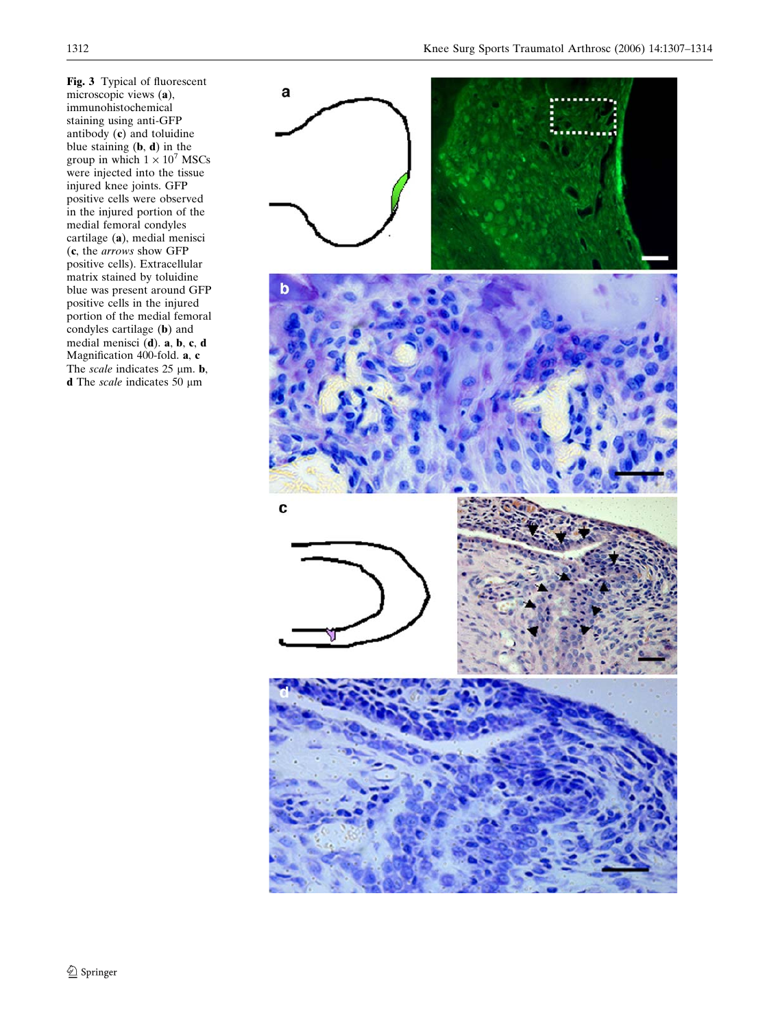**Fig. 3** Typical of fluorescent microscopic views (**a**), immunohistochemical staining using anti-GFP antibody (**c**) and toluidine blue staining (**b**, **d**) in the group in which $1 \times 10^7$ MSCs were injected into the tissue injured knee joints. GFP positive cells were observed in the injured portion of the medial femoral condyles cartilage (**a**), medial menisci (**c**, the *arrows* show GFP positive cells). Extracellular matrix stained by toluidine blue was present around GFP positive cells in the injured portion of the medial femoral condyles cartilage (**b**) and medial menisci (**d**). **a**, **b**, **c**, **d** Magnification 400-fold. **a**, **c** The *scale* indicates 25 μm. **b**, **d** The *scale* indicates 50 μm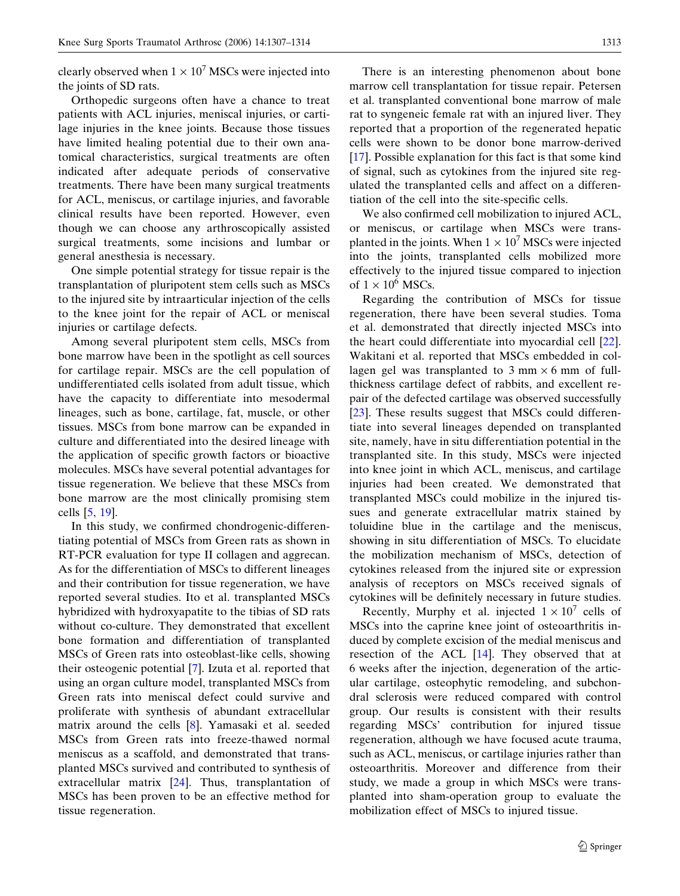clearly observed when $1 \times 10^7$ MSCs were injected into the joints of SD rats.

Orthopedic surgeons often have a chance to treat patients with ACL injuries, meniscal injuries, or cartilage injuries in the knee joints. Because those tissues have limited healing potential due to their own anatomical characteristics, surgical treatments are often indicated after adequate periods of conservative treatments. There have been many surgical treatments for ACL, meniscus, or cartilage injuries, and favorable clinical results have been reported. However, even though we can choose any arthroscopically assisted surgical treatments, some incisions and lumbar or general anesthesia is necessary.

One simple potential strategy for tissue repair is the transplantation of pluripotent stem cells such as MSCs to the injured site by intraarticular injection of the cells to the knee joint for the repair of ACL or meniscal injuries or cartilage defects.

Among several pluripotent stem cells, MSCs from bone marrow have been in the spotlight as cell sources for cartilage repair. MSCs are the cell population of undifferentiated cells isolated from adult tissue, which have the capacity to differentiate into mesodermal lineages, such as bone, cartilage, fat, muscle, or other tissues. MSCs from bone marrow can be expanded in culture and differentiated into the desired lineage with the application of specific growth factors or bioactive molecules. MSCs have several potential advantages for tissue regeneration. We believe that these MSCs from bone marrow are the most clinically promising stem cells [5, 19].

In this study, we confirmed chondrogenic-differentiating potential of MSCs from Green rats as shown in RT-PCR evaluation for type II collagen and aggrecan. As for the differentiation of MSCs to different lineages and their contribution for tissue regeneration, we have reported several studies. Ito et al. transplanted MSCs hybridized with hydroxyapatite to the tibias of SD rats without co-culture. They demonstrated that excellent bone formation and differentiation of transplanted MSCs of Green rats into osteoblast-like cells, showing their osteogenic potential [7]. Izuta et al. reported that using an organ culture model, transplanted MSCs from Green rats into meniscal defect could survive and proliferate with synthesis of abundant extracellular matrix around the cells [8]. Yamasaki et al. seeded MSCs from Green rats into freeze-thawed normal meniscus as a scaffold, and demonstrated that transplanted MSCs survived and contributed to synthesis of extracellular matrix [24]. Thus, transplantation of MSCs has been proven to be an effective method for tissue regeneration.

There is an interesting phenomenon about bone marrow cell transplantation for tissue repair. Petersen et al. transplanted conventional bone marrow of male rat to syngeneic female rat with an injured liver. They reported that a proportion of the regenerated hepatic cells were shown to be donor bone marrow-derived [17]. Possible explanation for this fact is that some kind of signal, such as cytokines from the injured site regulated the transplanted cells and affect on a differentiation of the cell into the site-specific cells.

We also confirmed cell mobilization to injured ACL, or meniscus, or cartilage when MSCs were transplanted in the joints. When $1 \times 10^7$ MSCs were injected into the joints, transplanted cells mobilized more effectively to the injured tissue compared to injection of $1 \times 10^6$ MSCs.

Regarding the contribution of MSCs for tissue regeneration, there have been several studies. Toma et al. demonstrated that directly injected MSCs into the heart could differentiate into myocardial cell [22]. Wakitani et al. reported that MSCs embedded in collagen gel was transplanted to 3 mm $\times$ 6 mm of full-thickness cartilage defect of rabbits, and excellent repair of the defected cartilage was observed successfully [23]. These results suggest that MSCs could differentiate into several lineages depended on transplanted site, namely, have in situ differentiation potential in the transplanted site. In this study, MSCs were injected into knee joint in which ACL, meniscus, and cartilage injuries had been created. We demonstrated that transplanted MSCs could mobilize in the injured tissues and generate extracellular matrix stained by toluidine blue in the cartilage and the meniscus, showing in situ differentiation of MSCs. To elucidate the mobilization mechanism of MSCs, detection of cytokines released from the injured site or expression analysis of receptors on MSCs received signals of cytokines will be definitely necessary in future studies.

Recently, Murphy et al. injected $1 \times 10^7$ cells of MSCs into the caprine knee joint of osteoarthritis induced by complete excision of the medial meniscus and resection of the ACL [14]. They observed that at 6 weeks after the injection, degeneration of the articular cartilage, osteophytic remodeling, and subchondral sclerosis were reduced compared with control group. Our results is consistent with their results regarding MSCs' contribution for injured tissue regeneration, although we have focused acute trauma, such as ACL, meniscus, or cartilage injuries rather than osteoarthritis. Moreover and difference from their study, we made a group in which MSCs were transplanted into sham-operation group to evaluate the mobilization effect of MSCs to injured tissue.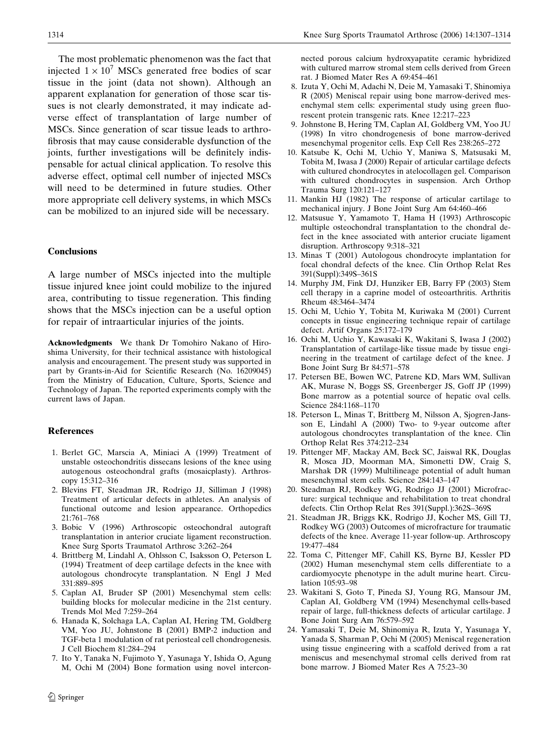The most problematic phenomenon was the fact that injected $1 \times 10^7$ MSCs generated free bodies of scar tissue in the joint (data not shown). Although an apparent explanation for generation of those scar tissues is not clearly demonstrated, it may indicate adverse effect of transplantation of large number of MSCs. Since generation of scar tissue leads to arthrofibrosis that may cause considerable dysfunction of the joints, further investigations will be definitely indispensable for actual clinical application. To resolve this adverse effect, optimal cell number of injected MSCs will need to be determined in future studies. Other more appropriate cell delivery systems, in which MSCs can be mobilized to an injured side will be necessary.

## Conclusions

A large number of MSCs injected into the multiple tissue injured knee joint could mobilize to the injured area, contributing to tissue regeneration. This finding shows that the MSCs injection can be a useful option for repair of intraarticular injuries of the joints.

**Acknowledgments** We thank Dr Tomohiro Nakano of Hiroshima University, for their technical assistance with histological analysis and encouragement. The present study was supported in part by Grants-in-Aid for Scientific Research (No. 16209045) from the Ministry of Education, Culture, Sports, Science and Technology of Japan. The reported experiments comply with the current laws of Japan.

## References

1. Berlet GC, Marscia A, Miniaci A (1999) Treatment of unstable osteochondritis dissecans lesions of the knee using autogenous osteochondral grafts (mosaicplasty). Arthroscopy 15:312–316
2. Blevins FT, Steadman JR, Rodrigo JJ, Silliman J (1998) Treatment of articular defects in athletes. An analysis of functional outcome and lesion appearance. Orthopedics 21:761–768
3. Bobic V (1996) Arthroscopic osteochondral autograft transplantation in anterior cruciate ligament reconstruction. Knee Surg Sports Traumatol Arthrosc 3:262–264
4. Brittberg M, Lindahl A, Ohlsson C, Isaksson O, Peterson L (1994) Treatment of deep cartilage defects in the knee with autologous chondrocyte transplantation. N Engl J Med 331:889–895
5. Caplan AI, Bruder SP (2001) Mesenchymal stem cells: building blocks for molecular medicine in the 21st century. Trends Mol Med 7:259–264
6. Hanada K, Solchaga LA, Caplan AI, Hering TM, Goldberg VM, Yoo JU, Johnstone B (2001) BMP-2 induction and TGF-beta 1 modulation of rat periosteal cell chondrogenesis. J Cell Biochem 81:284–294
7. Ito Y, Tanaka N, Fujimoto Y, Yasunaga Y, Ishida O, Agung M, Ochi M (2004) Bone formation using novel interconnected porous calcium hydroxyapatite ceramic hybridized with cultured marrow stromal stem cells derived from Green rat. J Biomed Mater Res A 69:454–461
8. Izuta Y, Ochi M, Adachi N, Deie M, Yamasaki T, Shinomiya R (2005) Meniscal repair using bone marrow-derived mesenchymal stem cells: experimental study using green fluorescent protein transgenic rats. Knee 12:217–223
9. Johnstone B, Hering TM, Caplan AI, Goldberg VM, Yoo JU (1998) In vitro chondrogenesis of bone marrow-derived mesenchymal progenitor cells. Exp Cell Res 238:265–272
10. Katsube K, Ochi M, Uchio Y, Maniwa S, Matsusaki M, Tobita M, Iwasa J (2000) Repair of articular cartilage defects with cultured chondrocytes in atelocollagen gel. Comparison with cultured chondrocytes in suspension. Arch Orthop Trauma Surg 120:121–127
11. Mankin HJ (1982) The response of articular cartilage to mechanical injury. J Bone Joint Surg Am 64:460–466
12. Matsusue Y, Yamamoto T, Hama H (1993) Arthroscopic multiple osteochondral transplantation to the chondral defect in the knee associated with anterior cruciate ligament disruption. Arthroscopy 9:318–321
13. Minas T (2001) Autologous chondrocyte implantation for focal chondral defects of the knee. Clin Orthop Relat Res 391(Suppl):349S–361S
14. Murphy JM, Fink DJ, Hunziker EB, Barry FP (2003) Stem cell therapy in a caprine model of osteoarthritis. Arthritis Rheum 48:3464–3474
15. Ochi M, Uchio Y, Tobita M, Kuriwaka M (2001) Current concepts in tissue engineering technique repair of cartilage defect. Artif Organs 25:172–179
16. Ochi M, Uchio Y, Kawasaki K, Wakitani S, Iwasa J (2002) Transplantation of cartilage-like tissue made by tissue engineering in the treatment of cartilage defect of the knee. J Bone Joint Surg Br 84:571–578
17. Petersen BE, Bowen WC, Patrene KD, Mars WM, Sullivan AK, Murase N, Boggs SS, Greenberger JS, Goff JP (1999) Bone marrow as a potential source of hepatic oval cells. Science 284:1168–1170
18. Peterson L, Minas T, Brittberg M, Nilsson A, Sjogren-Jansson E, Lindahl A (2000) Two- to 9-year outcome after autologous chondrocytes transplantation of the knee. Clin Orthop Relat Res 374:212–234
19. Pittenger MF, Mackay AM, Beck SC, Jaiswal RK, Douglas R, Mosca JD, Moorman MA, Simonetti DW, Craig S, Marshak DR (1999) Multilineage potential of adult human mesenchymal stem cells. Science 284:143–147
20. Steadman RJ, Rodkey WG, Rodrigo JJ (2001) Microfracture: surgical technique and rehabilitation to treat chondral defects. Clin Orthop Relat Res 391(Suppl.):362S–369S
21. Steadman JR, Briggs KK, Rodrigo JJ, Kocher MS, Gill TJ, Rodkey WG (2003) Outcomes of microfracture for traumatic defects of the knee. Average 11-year follow-up. Arthroscopy 19:477–484
22. Toma C, Pittenger MF, Cahill KS, Byrne BJ, Kessler PD (2002) Human mesenchymal stem cells differentiate to a cardiomyocyte phenotype in the adult murine heart. Circulation 105:93–98
23. Wakitani S, Goto T, Pineda SJ, Young RG, Mansour JM, Caplan AI, Goldberg VM (1994) Mesenchymal cells-based repair of large, full-thickness defects of articular cartilage. J Bone Joint Surg Am 76:579–592
24. Yamasaki T, Deie M, Shinomiya R, Izuta Y, Yasunaga Y, Yanada S, Sharman P, Ochi M (2005) Meniscal regeneration using tissue engineering with a scaffold derived from a rat meniscus and mesenchymal stromal cells derived from rat bone marrow. J Biomed Mater Res A 75:23–30